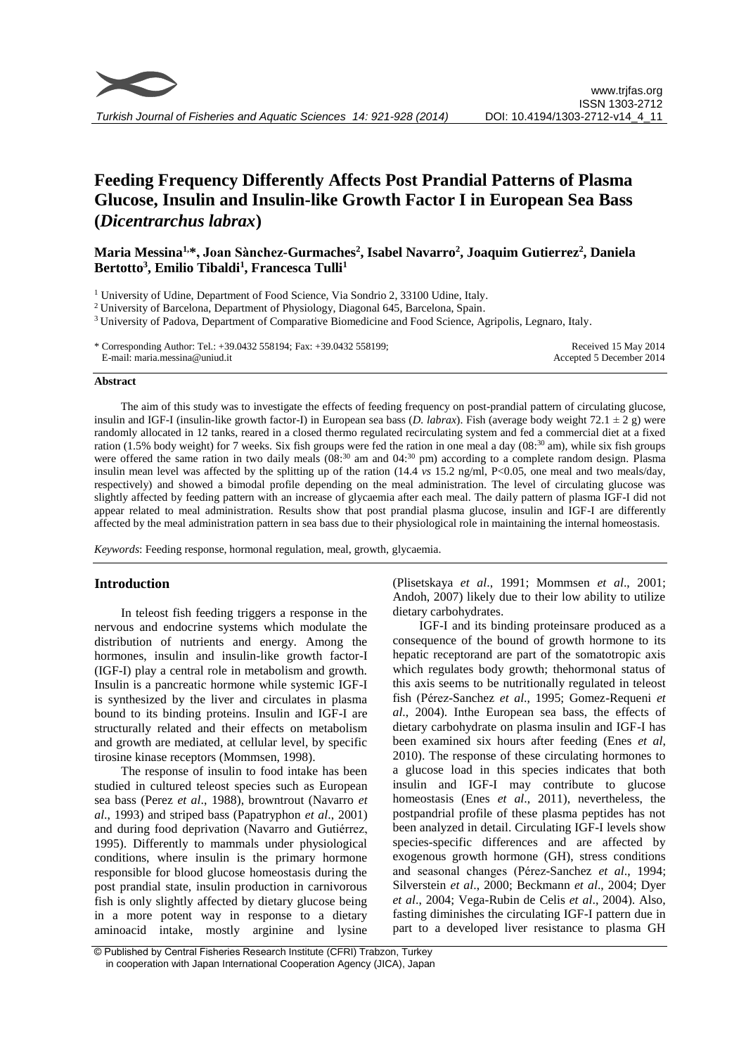# Feeding Frequency Differently Affects Post Prandial Patterns of Plasma Glucose, Insulin and Insulin-like Growth Factor I in European Sea Bass (*Dicentrarchus labrax*)

**Maria Messina[1,*], Joan Sànchez-Gurmaches[2], Isabel Navarro[2], Joaquim Gutierrez[2], Daniela Bertotto[3], Emilio Tibaldi[1], Francesca Tulli[1]**

[1] University of Udine, Department of Food Science, Via Sondrio 2, 33100 Udine, Italy.

[2] University of Barcelona, Department of Physiology, Diagonal 645, Barcelona, Spain.

[3] University of Padova, Department of Comparative Biomedicine and Food Science, Agripolis, Legnaro, Italy.

\* Corresponding Author: Tel.: +39.0432 558194; Fax: +39.0432 558199;
E-mail: maria.messina@uniud.it

Received 15 May 2014
Accepted 5 December 2014

#### Abstract

The aim of this study was to investigate the effects of feeding frequency on post-prandial pattern of circulating glucose, insulin and IGF-I (insulin-like growth factor-I) in European sea bass (*D. labrax*). Fish (average body weight 72.1 ± 2 g) were randomly allocated in 12 tanks, reared in a closed thermo regulated recirculating system and fed a commercial diet at a fixed ration (1.5% body weight) for 7 weeks. Six fish groups were fed the ration in one meal a day ($08{:}^{30}$ am), while six fish groups were offered the same ration in two daily meals ($08{:}^{30}$ am and $04{:}^{30}$ pm) according to a complete random design. Plasma insulin mean level was affected by the splitting up of the ration (14.4 *vs* 15.2 ng/ml, $P<0.05$, one meal and two meals/day, respectively) and showed a bimodal profile depending on the meal administration. The level of circulating glucose was slightly affected by feeding pattern with an increase of glycaemia after each meal. The daily pattern of plasma IGF-I did not appear related to meal administration. Results show that post prandial plasma glucose, insulin and IGF-I are differently affected by the meal administration pattern in sea bass due to their physiological role in maintaining the internal homeostasis.

*Keywords*: Feeding response, hormonal regulation, meal, growth, glycaemia.

## Introduction

In teleost fish feeding triggers a response in the nervous and endocrine systems which modulate the distribution of nutrients and energy. Among the hormones, insulin and insulin-like growth factor-I (IGF-I) play a central role in metabolism and growth. Insulin is a pancreatic hormone while systemic IGF-I is synthesized by the liver and circulates in plasma bound to its binding proteins. Insulin and IGF-I are structurally related and their effects on metabolism and growth are mediated, at cellular level, by specific tirosine kinase receptors (Mommsen, 1998).

The response of insulin to food intake has been studied in cultured teleost species such as European sea bass (Perez *et al*., 1988), browntrout (Navarro *et al*., 1993) and striped bass (Papatryphon *et al*., 2001) and during food deprivation (Navarro and Gutiérrez, 1995). Differently to mammals under physiological conditions, where insulin is the primary hormone responsible for blood glucose homeostasis during the post prandial state, insulin production in carnivorous fish is only slightly affected by dietary glucose being in a more potent way in response to a dietary aminoacid intake, mostly arginine and lysine (Plisetskaya *et al*., 1991; Mommsen *et al*., 2001; Andoh, 2007) likely due to their low ability to utilize dietary carbohydrates.

IGF-I and its binding proteinsare produced as a consequence of the bound of growth hormone to its hepatic receptorand are part of the somatotropic axis which regulates body growth; thehormonal status of this axis seems to be nutritionally regulated in teleost fish (Pérez-Sanchez *et al*., 1995; Gomez-Requeni *et al*., 2004). Inthe European sea bass, the effects of dietary carbohydrate on plasma insulin and IGF-I has been examined six hours after feeding (Enes *et al*, 2010). The response of these circulating hormones to a glucose load in this species indicates that both insulin and IGF-I may contribute to glucose homeostasis (Enes *et al*., 2011), nevertheless, the postpandrial profile of these plasma peptides has not been analyzed in detail. Circulating IGF-I levels show species-specific differences and are affected by exogenous growth hormone (GH), stress conditions and seasonal changes (Pérez-Sanchez *et al*., 1994; Silverstein *et al*., 2000; Beckmann *et al*., 2004; Dyer *et al*., 2004; Vega-Rubin de Celis *et al*., 2004). Also, fasting diminishes the circulating IGF-I pattern due in part to a developed liver resistance to plasma GH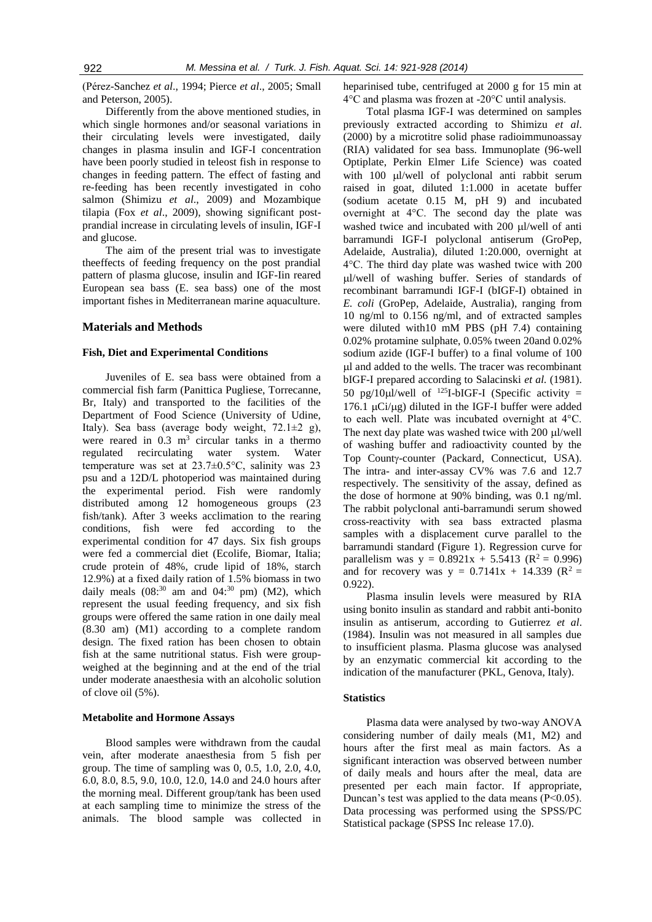(Pérez-Sanchez *et al*., 1994; Pierce *et al*., 2005; Small and Peterson, 2005).

Differently from the above mentioned studies, in which single hormones and/or seasonal variations in their circulating levels were investigated, daily changes in plasma insulin and IGF-I concentration have been poorly studied in teleost fish in response to changes in feeding pattern. The effect of fasting and re-feeding has been recently investigated in coho salmon (Shimizu *et al*., 2009) and Mozambique tilapia (Fox *et al*., 2009), showing significant post-prandial increase in circulating levels of insulin, IGF-I and glucose.

The aim of the present trial was to investigate theeffects of feeding frequency on the post prandial pattern of plasma glucose, insulin and IGF-Iin reared European sea bass (E. sea bass) one of the most important fishes in Mediterranean marine aquaculture.

## Materials and Methods

### Fish, Diet and Experimental Conditions

Juveniles of E. sea bass were obtained from a commercial fish farm (Panittica Pugliese, Torrecanne, Br, Italy) and transported to the facilities of the Department of Food Science (University of Udine, Italy). Sea bass (average body weight, 72.1±2 g), were reared in 0.3 $m^3$ circular tanks in a thermo regulated recirculating water system. Water temperature was set at 23.7±0.5°C, salinity was 23 psu and a 12D/L photoperiod was maintained during the experimental period. Fish were randomly distributed among 12 homogeneous groups (23 fish/tank). After 3 weeks acclimation to the rearing conditions, fish were fed according to the experimental condition for 47 days. Six fish groups were fed a commercial diet (Ecolife, Biomar, Italia; crude protein of 48%, crude lipid of 18%, starch 12.9%) at a fixed daily ration of 1.5% biomass in two daily meals ($08:^{30}$ am and $04:^{30}$ pm) (M2), which represent the usual feeding frequency, and six fish groups were offered the same ration in one daily meal (8.30 am) (M1) according to a complete random design. The fixed ration has been chosen to obtain fish at the same nutritional status. Fish were group-weighed at the beginning and at the end of the trial under moderate anaesthesia with an alcoholic solution of clove oil (5%).

### Metabolite and Hormone Assays

Blood samples were withdrawn from the caudal vein, after moderate anaesthesia from 5 fish per group. The time of sampling was 0, 0.5, 1.0, 2.0, 4.0, 6.0, 8.0, 8.5, 9.0, 10.0, 12.0, 14.0 and 24.0 hours after the morning meal. Different group/tank has been used at each sampling time to minimize the stress of the animals. The blood sample was collected in heparinised tube, centrifuged at 2000 g for 15 min at 4°C and plasma was frozen at -20°C until analysis.

Total plasma IGF-I was determined on samples previously extracted according to Shimizu *et al*. (2000) by a microtitre solid phase radioimmunoassay (RIA) validated for sea bass. Immunoplate (96-well Optiplate, Perkin Elmer Life Science) was coated with 100 μl/well of polyclonal anti rabbit serum raised in goat, diluted 1:1.000 in acetate buffer (sodium acetate 0.15 M, pH 9) and incubated overnight at 4°C. The second day the plate was washed twice and incubated with 200 μl/well of anti barramundi IGF-I polyclonal antiserum (GroPep, Adelaide, Australia), diluted 1:20.000, overnight at 4°C. The third day plate was washed twice with 200 μl/well of washing buffer. Series of standards of recombinant barramundi IGF-I (bIGF-I) obtained in *E. coli* (GroPep, Adelaide, Australia), ranging from 10 ng/ml to 0.156 ng/ml, and of extracted samples were diluted with10 mM PBS (pH 7.4) containing 0.02% protamine sulphate, 0.05% tween 20and 0.02% sodium azide (IGF-I buffer) to a final volume of 100 μl and added to the wells. The tracer was recombinant bIGF-I prepared according to Salacinski *et al.* (1981). 50 pg/10μl/well of $^{125}$I-bIGF-I (Specific activity = 176.1 μCi/μg) diluted in the IGF-I buffer were added to each well. Plate was incubated overnight at 4°C. The next day plate was washed twice with 200 μl/well of washing buffer and radioactivity counted by the Top Countγ-counter (Packard, Connecticut, USA). The intra- and inter-assay CV% was 7.6 and 12.7 respectively. The sensitivity of the assay, defined as the dose of hormone at 90% binding, was 0.1 ng/ml. The rabbit polyclonal anti-barramundi serum showed cross-reactivity with sea bass extracted plasma samples with a displacement curve parallel to the barramundi standard (Figure 1). Regression curve for parallelism was $y = 0.8921x + 5.5413$ ($R^2 = 0.996$) and for recovery was $y = 0.7141x + 14.339$ ($R^2 = 0.922$).

Plasma insulin levels were measured by RIA using bonito insulin as standard and rabbit anti-bonito insulin as antiserum, according to Gutierrez *et al*. (1984). Insulin was not measured in all samples due to insufficient plasma. Plasma glucose was analysed by an enzymatic commercial kit according to the indication of the manufacturer (PKL, Genova, Italy).

### Statistics

Plasma data were analysed by two-way ANOVA considering number of daily meals (M1, M2) and hours after the first meal as main factors. As a significant interaction was observed between number of daily meals and hours after the meal, data are presented per each main factor. If appropriate, Duncan's test was applied to the data means ($P<0.05$). Data processing was performed using the SPSS/PC Statistical package (SPSS Inc release 17.0).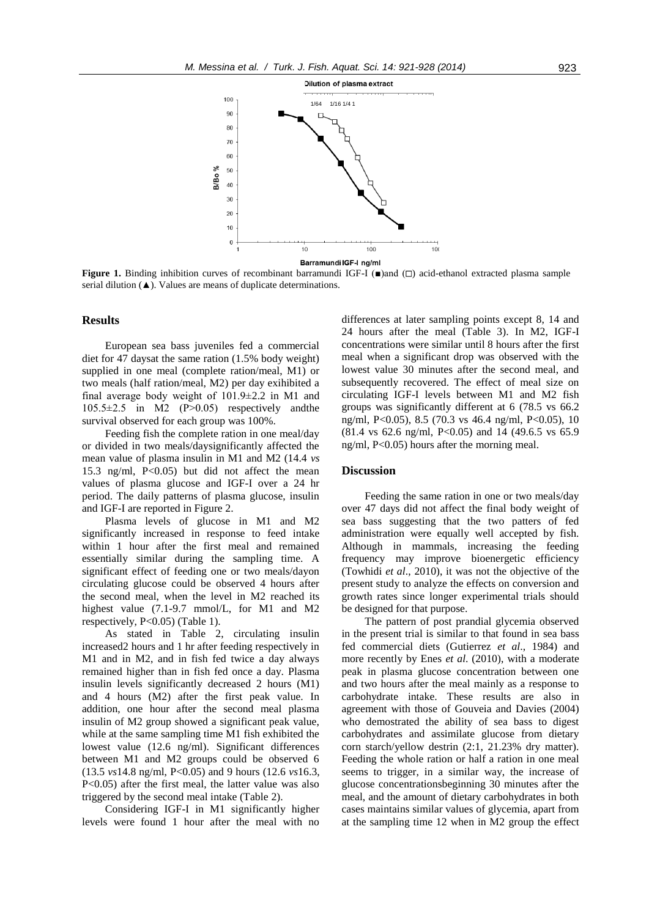**Figure 1.** Binding inhibition curves of recombinant barramundi IGF-I (■)and (□) acid-ethanol extracted plasma sample serial dilution (▲). Values are means of duplicate determinations.

## Results

European sea bass juveniles fed a commercial diet for 47 daysat the same ration (1.5% body weight) supplied in one meal (complete ration/meal, M1) or two meals (half ration/meal, M2) per day exihibited a final average body weight of 101.9±2.2 in M1 and 105.5±2.5 in M2 (P>0.05) respectively andthe survival observed for each group was 100%.

Feeding fish the complete ration in one meal/day or divided in two meals/daysignificantly affected the mean value of plasma insulin in M1 and M2 (14.4 *vs* 15.3 ng/ml, P<0.05) but did not affect the mean values of plasma glucose and IGF-I over a 24 hr period. The daily patterns of plasma glucose, insulin and IGF-I are reported in Figure 2.

Plasma levels of glucose in M1 and M2 significantly increased in response to feed intake within 1 hour after the first meal and remained essentially similar during the sampling time. A significant effect of feeding one or two meals/dayon circulating glucose could be observed 4 hours after the second meal, when the level in M2 reached its highest value (7.1-9.7 mmol/L, for M1 and M2 respectively, P<0.05) (Table 1).

As stated in Table 2, circulating insulin increased2 hours and 1 hr after feeding respectively in M1 and in M2, and in fish fed twice a day always remained higher than in fish fed once a day. Plasma insulin levels significantly decreased 2 hours (M1) and 4 hours (M2) after the first peak value. In addition, one hour after the second meal plasma insulin of M2 group showed a significant peak value, while at the same sampling time M1 fish exhibited the lowest value (12.6 ng/ml). Significant differences between M1 and M2 groups could be observed 6 (13.5 *vs*14.8 ng/ml, P<0.05) and 9 hours (12.6 *vs*16.3, P<0.05) after the first meal, the latter value was also triggered by the second meal intake (Table 2).

Considering IGF-I in M1 significantly higher levels were found 1 hour after the meal with no differences at later sampling points except 8, 14 and 24 hours after the meal (Table 3). In M2, IGF-I concentrations were similar until 8 hours after the first meal when a significant drop was observed with the lowest value 30 minutes after the second meal, and subsequently recovered. The effect of meal size on circulating IGF-I levels between M1 and M2 fish groups was significantly different at 6 (78.5 vs 66.2 ng/ml, P<0.05), 8.5 (70.3 vs 46.4 ng/ml, P<0.05), 10 (81.4 vs 62.6 ng/ml, P<0.05) and 14 (49.6.5 vs 65.9 ng/ml, P<0.05) hours after the morning meal.

## Discussion

Feeding the same ration in one or two meals/day over 47 days did not affect the final body weight of sea bass suggesting that the two patters of fed administration were equally well accepted by fish. Although in mammals, increasing the feeding frequency may improve bioenergetic efficiency (Towhidi *et al*., 2010), it was not the objective of the present study to analyze the effects on conversion and growth rates since longer experimental trials should be designed for that purpose.

The pattern of post prandial glycemia observed in the present trial is similar to that found in sea bass fed commercial diets (Gutierrez *et al*., 1984) and more recently by Enes *et al*. (2010), with a moderate peak in plasma glucose concentration between one and two hours after the meal mainly as a response to carbohydrate intake. These results are also in agreement with those of Gouveia and Davies (2004) who demostrated the ability of sea bass to digest carbohydrates and assimilate glucose from dietary corn starch/yellow destrin (2:1, 21.23% dry matter). Feeding the whole ration or half a ration in one meal seems to trigger, in a similar way, the increase of glucose concentrationsbeginning 30 minutes after the meal, and the amount of dietary carbohydrates in both cases maintains similar values of glycemia, apart from at the sampling time 12 when in M2 group the effect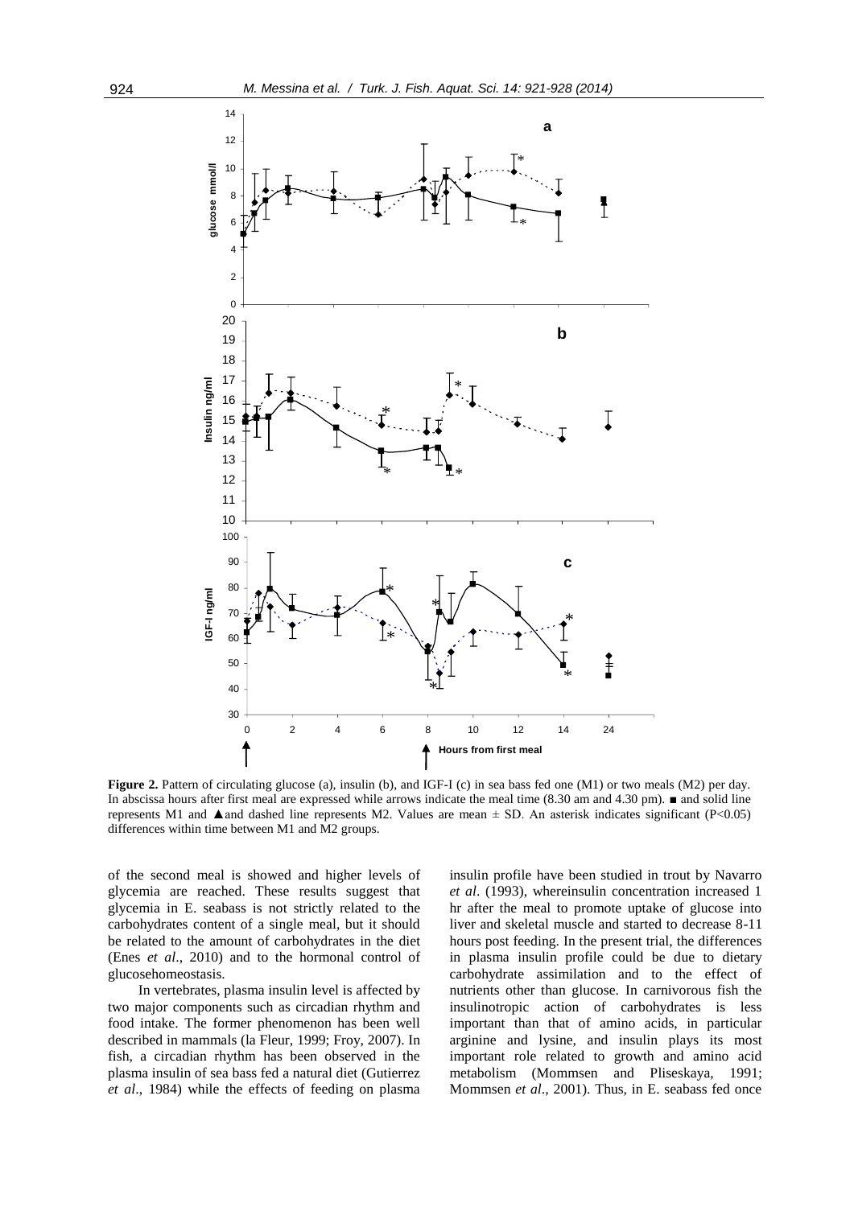**Figure 2.** Pattern of circulating glucose (a), insulin (b), and IGF-I (c) in sea bass fed one (M1) or two meals (M2) per day. In abscissa hours after first meal are expressed while arrows indicate the meal time (8.30 am and 4.30 pm). ■ and solid line represents M1 and ▲and dashed line represents M2. Values are mean ± SD. An asterisk indicates significant (P<0.05) differences within time between M1 and M2 groups.

of the second meal is showed and higher levels of glycemia are reached. These results suggest that glycemia in E. seabass is not strictly related to the carbohydrates content of a single meal, but it should be related to the amount of carbohydrates in the diet (Enes *et al*., 2010) and to the hormonal control of glucosehomeostasis.

In vertebrates, plasma insulin level is affected by two major components such as circadian rhythm and food intake. The former phenomenon has been well described in mammals (la Fleur, 1999; Froy, 2007). In fish, a circadian rhythm has been observed in the plasma insulin of sea bass fed a natural diet (Gutierrez *et al*., 1984) while the effects of feeding on plasma insulin profile have been studied in trout by Navarro *et al*. (1993), whereinsulin concentration increased 1 hr after the meal to promote uptake of glucose into liver and skeletal muscle and started to decrease 8-11 hours post feeding. In the present trial, the differences in plasma insulin profile could be due to dietary carbohydrate assimilation and to the effect of nutrients other than glucose. In carnivorous fish the insulinotropic action of carbohydrates is less important than that of amino acids, in particular arginine and lysine, and insulin plays its most important role related to growth and amino acid metabolism (Mommsen and Pliseskaya, 1991; Mommsen *et al*., 2001). Thus, in E. seabass fed once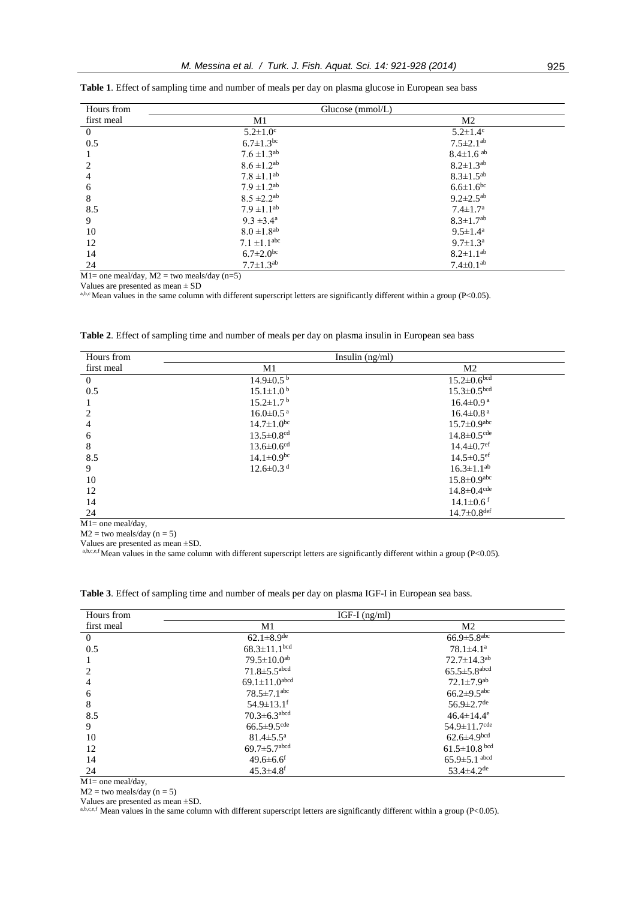**Table 1**. Effect of sampling time and number of meals per day on plasma glucose in European sea bass

| Hours from first meal | Glucose (mmol/L) | |
|---|---|---|
| | M1 | M2 |
| 0 | 5.2±1.0$^{c}$ | 5.2±1.4$^{c}$ |
| 0.5 | 6.7±1.3$^{bc}$ | 7.5±2.1$^{ab}$ |
| 1 | 7.6 ±1.3$^{ab}$ | 8.4±1.6 $^{ab}$ |
| 2 | 8.6 ±1.2$^{ab}$ | 8.2±1.3$^{ab}$ |
| 4 | 7.8 ±1.1$^{ab}$ | 8.3±1.5$^{ab}$ |
| 6 | 7.9 ±1.2$^{ab}$ | 6.6±1.6$^{bc}$ |
| 8 | 8.5 ±2.2$^{ab}$ | 9.2±2.5$^{ab}$ |
| 8.5 | 7.9 ±1.1$^{ab}$ | 7.4±1.7$^{a}$ |
| 9 | 9.3 ±3.4$^{a}$ | 8.3±1.7$^{ab}$ |
| 10 | 8.0 ±1.8$^{ab}$ | 9.5±1.4$^{a}$ |
| 12 | 7.1 ±1.1$^{abc}$ | 9.7±1.3$^{a}$ |
| 14 | 6.7±2.0$^{bc}$ | 8.2±1.1$^{ab}$ |
| 24 | 7.7±1.3$^{ab}$ | 7.4±0.1$^{ab}$ |

M1= one meal/day, M2 = two meals/day (n=5)
Values are presented as mean ± SD
[a,b,c] Mean values in the same column with different superscript letters are significantly different within a group (P<0.05).

**Table 2**. Effect of sampling time and number of meals per day on plasma insulin in European sea bass

| Hours from first meal | Insulin (ng/ml) | |
|---|---|---|
| | M1 | M2 |
| 0 | 14.9±0.5$^{b}$ | 15.2±0.6$^{bcd}$ |
| 0.5 | 15.1±1.0$^{b}$ | 15.3±0.5$^{bcd}$ |
| 1 | 15.2±1.7$^{b}$ | 16.4±0.9$^{a}$ |
| 2 | 16.0±0.5$^{a}$ | 16.4±0.8$^{a}$ |
| 4 | 14.7±1.0$^{bc}$ | 15.7±0.9$^{abc}$ |
| 6 | 13.5±0.8$^{cd}$ | 14.8±0.5$^{cde}$ |
| 8 | 13.6±0.6$^{cd}$ | 14.4±0.7$^{ef}$ |
| 8.5 | 14.1±0.9$^{bc}$ | 14.5±0.5$^{ef}$ |
| 9 | 12.6±0.3$^{d}$ | 16.3±1.1$^{ab}$ |
| 10 | | 15.8±0.9$^{abc}$ |
| 12 | | 14.8±0.4$^{cde}$ |
| 14 | | 14.1±0.6$^{f}$ |
| 24 | | 14.7±0.8$^{def}$ |

M1= one meal/day,
M2 = two meals/day (n = 5)
Values are presented as mean ±SD.
[a,b,c,e,f] Mean values in the same column with different superscript letters are significantly different within a group (P<0.05).

**Table 3**. Effect of sampling time and number of meals per day on plasma IGF-I in European sea bass.

| Hours from first meal | IGF-I (ng/ml) | |
|---|---|---|
| | M1 | M2 |
| 0 | 62.1±8.9$^{de}$ | 66.9±5.8$^{abc}$ |
| 0.5 | 68.3±11.1$^{bcd}$ | 78.1±4.1$^{a}$ |
| 1 | 79.5±10.0$^{ab}$ | 72.7±14.3$^{ab}$ |
| 2 | 71.8±5.5$^{abcd}$ | 65.5±5.8$^{abcd}$ |
| 4 | 69.1±11.0$^{abcd}$ | 72.1±7.9$^{ab}$ |
| 6 | 78.5±7.1$^{abc}$ | 66.2±9.5$^{abc}$ |
| 8 | 54.9±13.1$^{f}$ | 56.9±2.7$^{de}$ |
| 8.5 | 70.3±6.3$^{abcd}$ | 46.4±14.4$^{e}$ |
| 9 | 66.5±9.5$^{cde}$ | 54.9±11.7$^{cde}$ |
| 10 | 81.4±5.5$^{a}$ | 62.6±4.9$^{bcd}$ |
| 12 | 69.7±5.7$^{abcd}$ | 61.5±10.8 $^{bcd}$ |
| 14 | 49.6±6.6$^{f}$ | 65.9±5.1 $^{abcd}$ |
| 24 | 45.3±4.8$^{f}$ | 53.4±4.2$^{de}$ |

M1= one meal/day,
M2 = two meals/day (n = 5)
Values are presented as mean ±SD.
[a,b,c,e,f] Mean values in the same column with different superscript letters are significantly different within a group (P<0.05).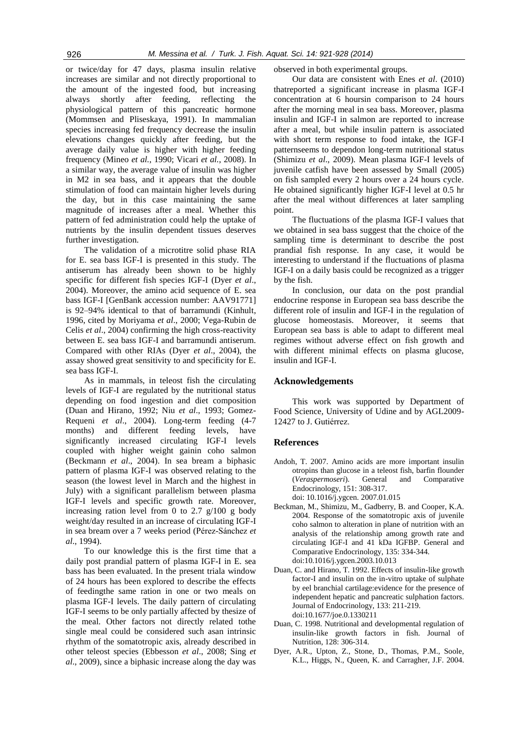or twice/day for 47 days, plasma insulin relative increases are similar and not directly proportional to the amount of the ingested food, but increasing always shortly after feeding, reflecting the physiological pattern of this pancreatic hormone (Mommsen and Pliseskaya, 1991). In mammalian species increasing fed frequency decrease the insulin elevations changes quickly after feeding, but the average daily value is higher with higher feeding frequency (Mineo *et al.*, 1990; Vicari *et al.*, 2008). In a similar way, the average value of insulin was higher in M2 in sea bass, and it appears that the double stimulation of food can maintain higher levels during the day, but in this case maintaining the same magnitude of increases after a meal. Whether this pattern of fed administration could help the uptake of nutrients by the insulin dependent tissues deserves further investigation.

The validation of a microtitre solid phase RIA for E. sea bass IGF-I is presented in this study. The antiserum has already been shown to be highly specific for different fish species IGF-I (Dyer *et al*., 2004). Moreover, the amino acid sequence of E. sea bass IGF-I [GenBank accession number: AAV91771] is 92–94% identical to that of barramundi (Kinhult, 1996, cited by Moriyama *et al*., 2000; Vega-Rubin de Celis *et al*., 2004) confirming the high cross-reactivity between E. sea bass IGF-I and barramundi antiserum. Compared with other RIAs (Dyer *et al*., 2004), the assay showed great sensitivity to and specificity for E. sea bass IGF-I.

As in mammals, in teleost fish the circulating levels of IGF-I are regulated by the nutritional status depending on food ingestion and diet composition (Duan and Hirano, 1992; Niu *et al*., 1993; Gomez-Requeni *et al*., 2004). Long-term feeding (4-7 months) and different feeding levels, have significantly increased circulating IGF-I levels coupled with higher weight gainin coho salmon (Beckmann *et al*., 2004). In sea bream a biphasic pattern of plasma IGF-I was observed relating to the season (the lowest level in March and the highest in July) with a significant parallelism between plasma IGF-I levels and specific growth rate. Moreover, increasing ration level from 0 to 2.7 g/100 g body weight/day resulted in an increase of circulating IGF-I in sea bream over a 7 weeks period (Pérez-Sánchez *et al*., 1994).

To our knowledge this is the first time that a daily post prandial pattern of plasma IGF-I in E. sea bass has been evaluated. In the present triala window of 24 hours has been explored to describe the effects of feedingthe same ration in one or two meals on plasma IGF-I levels. The daily pattern of circulating IGF-I seems to be only partially affected by thesize of the meal. Other factors not directly related tothe single meal could be considered such asan intrinsic rhythm of the somatotropic axis, already described in other teleost species (Ebbesson *et al*., 2008; Sing *et al*., 2009), since a biphasic increase along the day was observed in both experimental groups.

Our data are consistent with Enes *et al*. (2010) thatreported a significant increase in plasma IGF-I concentration at 6 hoursin comparison to 24 hours after the morning meal in sea bass. Moreover, plasma insulin and IGF-I in salmon are reported to increase after a meal, but while insulin pattern is associated with short term response to food intake, the IGF-I patternseems to dependon long-term nutritional status (Shimizu *et al*., 2009). Mean plasma IGF-I levels of juvenile catfish have been assessed by Small (2005) on fish sampled every 2 hours over a 24 hours cycle. He obtained significantly higher IGF-I level at 0.5 hr after the meal without differences at later sampling point.

The fluctuations of the plasma IGF-I values that we obtained in sea bass suggest that the choice of the sampling time is determinant to describe the post prandial fish response. In any case, it would be interesting to understand if the fluctuations of plasma IGF-I on a daily basis could be recognized as a trigger by the fish.

In conclusion, our data on the post prandial endocrine response in European sea bass describe the different role of insulin and IGF-I in the regulation of glucose homeostasis. Moreover, it seems that European sea bass is able to adapt to different meal regimes without adverse effect on fish growth and with different minimal effects on plasma glucose, insulin and IGF-I.

## Acknowledgements

This work was supported by Department of Food Science, University of Udine and by AGL2009-12427 to J. Gutiérrez.

## References

Andoh, T. 2007. Amino acids are more important insulin otropins than glucose in a teleost fish, barfin flounder (*Veraspermoseri*). General and Comparative Endocrinology, 151: 308-317. doi: 10.1016/j.ygcen. 2007.01.015

Beckman, M., Shimizu, M., Gadberry, B. and Cooper, K.A. 2004. Response of the somatotropic axis of juvenile coho salmon to alteration in plane of nutrition with an analysis of the relationship among growth rate and circulating IGF-I and 41 kDa IGFBP. General and Comparative Endocrinology, 135: 334-344. doi:10.1016/j.ygcen.2003.10.013

Duan, C. and Hirano, T. 1992. Effects of insulin-like growth factor-I and insulin on the in-vitro uptake of sulphate by eel branchial cartilage:evidence for the presence of independent hepatic and pancreatic sulphation factors. Journal of Endocrinology, 133: 211-219. doi:10.1677/joe.0.1330211

Duan, C. 1998. Nutritional and developmental regulation of insulin-like growth factors in fish. Journal of Nutrition, 128: 306-314.

Dyer, A.R., Upton, Z., Stone, D., Thomas, P.M., Soole, K.L., Higgs, N., Queen, K. and Carragher, J.F. 2004.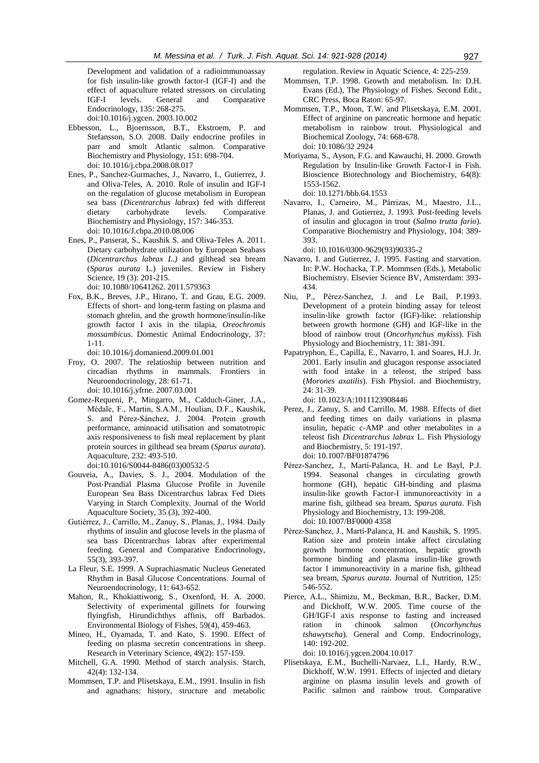Development and validation of a radioimmunoassay for fish insulin-like growth factor-I (IGF-I) and the effect of aquaculture related stressors on circulating IGF-I levels. General and Comparative Endocrinology, 135: 268-275. doi:10.1016/j.ygcen. 2003.10.002

Ebbesson, L., Bjoernsson, B.T., Ekstroem, P. and Stefansson, S.O. 2008. Daily endocrine profiles in parr and smolt Atlantic salmon. Comparative Biochemistry and Physiology, 151: 698-704. doi: 10.1016/j.cbpa.2008.08.017

Enes, P., Sanchez-Gurmaches, J., Navarro, I., Gutierrez, J. and Oliva-Teles, A. 2010. Role of insulin and IGF-I on the regulation of glucose metabolism in European sea bass (*Dicentrarchus labrax*) fed with different dietary carbohydrate levels. Comparative Biochemistry and Physiology, 157: 346-353. doi: 10.1016/J.cbpa.2010.08.006

Enes, P., Panserat, S., Kaushik S. and Oliva-Teles A. 2011. Dietary carbohydrate utilization by European Seabass (*Dicentrarchus labrax L.)* and gilthead sea bream (*Sparus aurata* L.) juveniles. Review in Fishery Science, 19 (3): 201-215. doi: 10.1080/10641262. 2011.579363

Fox, B.K., Breves, J.P., Hirano, T. and Grau, E.G. 2009. Effects of short- and long-term fasting on plasma and stomach ghrelin, and the growth hormone/insulin-like growth factor I axis in the tilapia, *Oreochromis mossambicus*. Domestic Animal Endocrinology, 37: 1-11. doi: 10.1016/j.domaniend.2009.01.001

Froy, O. 2007. The relatioship between nutrition and circadian rhythms in mammals. Frontiers in Neuroendocrinology, 28: 61-71. doi: 10.1016/j.yfrne. 2007.03.001

Gomez-Requeni, P., Mingarro, M., Calduch-Giner, J.A., Médale, F., Martin, S.A.M., Houlian, D.F., Kaushik, S. and Pérez-Sánchez, J. 2004. Protein growth performance, aminoacid utilisation and somatotropic axis responsiveness to fish meal replacement by plant protein sources in gilthead sea bream (*Sparus aurata*). Aquaculture, 232: 493-510. doi:10.1016/S0044-8486(03)00532-5

Gouveia, A., Davies, S. J., 2004. Modulation of the Post-Prandial Plasma Glucose Profile in Juvenile European Sea Bass Dicentrarchus labrax Fed Diets Varying in Starch Complexity. Journal of the World Aquaculture Society, 35 (3), 392-400.

Gutiérrez, J., Carrillo, M., Zanuy, S., Planas, J., 1984. Daily rhythms of insulin and glucose levels in the plasma of sea bass Dicentrarchus labrax after experimental feeding. General and Comparative Endocrinology, 55(3), 393-397.

La Fleur, S.E. 1999. A Suprachiasmatic Nucleus Generated Rhythm in Basal Glucose Concentrations. Journal of Neuroendocrinology, 11: 643-652.

Mahon, R., Khokiattiwong, S., Oxenford, H. A. 2000. Selectivity of experimental gillnets for fourwing flyingfish, Hirundichthys affinis, off Barbados. Environmental Biology of Fishes, 59(4), 459-463.

Mineo, H., Oyamada, T. and Kato, S. 1990. Effect of feeding on plasma secretin concentrations in sheep. Research in Veterinary Science, 49(2): 157-159.

Mitchell, G.A. 1990. Method of starch analysis. Starch, 42(4): 132-134.

Mommsen, T.P. and Plisetskaya, E.M., 1991. Insulin in fish and agnathans: history, structure and metabolic regulation. Review in Aquatic Science, 4: 225-259.

Mommsen, T.P. 1998. Growth and metabolism. In: D.H. Evans (Ed.), The Physiology of Fishes*.* Second Edit., CRC Press, Boca Raton: 65-97.

Mommsen, T.P., Moon, T.W. and Plisetskaya, E.M. 2001. Effect of arginine on pancreatic hormone and hepatic metabolism in rainbow trout. Physiological and Biochemical Zoology, 74: 668-678. doi: 10.1086/32 2924

Moriyama, S., Ayson, F.G. and Kawauchi, H. 2000. Growth Regulation by Insulin-like Growth Factor-I in Fish. Bioscience Biotechnology and Biochemistry, 64(8): 1553-1562. doi: 10.1271/bbb.64.1553

Navarro, I., Carneiro, M., Párrizas, M., Maestro, J.L., Planas, J. and Gutierrez, J. 1993*.* Post-feeding levels of insulin and glucagon in trout (*Salmo trutta fario*)*.* Comparative Biochemistry and Physiology, 104: 389-393. doi: 10.1016/0300-9629(93)90335-2

Navarro, I. and Gutierrez, J. 1995. Fasting and starvation. In: P.W. Hochacka, T.P. Mommsen (Eds.), Metabolic Biochemistry. Elsevier Science BV, Amsterdam: 393-434.

Niu, P., Pérez-Sanchez, J. and Le Bail, P.1993. Development of a protein binding assay for teleost insulin-like growth factor (IGF)-like: relationship between growth hormone (GH) and IGF-like in the blood of rainbow trout (*Oncorhynchus mykiss*). Fish Physiology and Biochemistry, 11: 381-391.

Papatryphon, E., Capilla, E., Navarro, I. and Soares, H.J. Jr. 2001. Early insulin and glucagon response associated with food intake in a teleost, the striped bass (*Morones axatilis*). Fish Physiol. and Biochemistry, 24: 31-39. doi: 10.1023/A:1011123908446

Perez, J., Zanuy, S. and Carrillo, M. 1988. Effects of diet and feeding times on daily variations in plasma insulin, hepatic c-AMP and other metabolites in a teleost fish *Dicentrarchus labrax* L. Fish Physiology and Biochemistry, 5: 191-197. doi: 10.1007/BF01874796

Pérez-Sanchez, J., Martí-Palanca, H. and Le Bayl, P.J. 1994. Seasonal changes in circulating growth hormone (GH), hepatic GH-binding and plasma insulin-like growth Factor-I immunoreactivity in a marine fish, gilthead sea bream, *Sparus aurata*. Fish Physiology and Biochemistry, 13: 199-208. doi: 10.1007/BF0000 4358

Pérez-Sanchez, J., Martí-Palanca, H. and Kaushik, S. 1995. Ration size and protein intake affect circulating growth hormone concentration, hepatic growth hormone binding and plasma insulin-like growth factor I immunoreactivity in a marine fish, gilthead sea bream, *Sparus aurata*. Journal of Nutrition, 125: 546-552.

Pierce, A.L., Shimizu, M., Beckman, B.R., Backer, D.M. and Dickhoff, W.W. 2005. Time course of the GH/IGF-I axis response to fasting and increased ration in chinook salmon (*Oncorhynchus tshawytscha*). General and Comp. Endocrinology, 140: 192-202. doi: 10.1016/j.ygcen.2004.10.017

Plisetskaya, E.M., Buchelli-Narvaez, L.I., Hardy, R.W., Dickhoff, W.W. 1991. Effects of injected and dietary arginine on plasma insulin levels and growth of Pacific salmon and rainbow trout. Comparative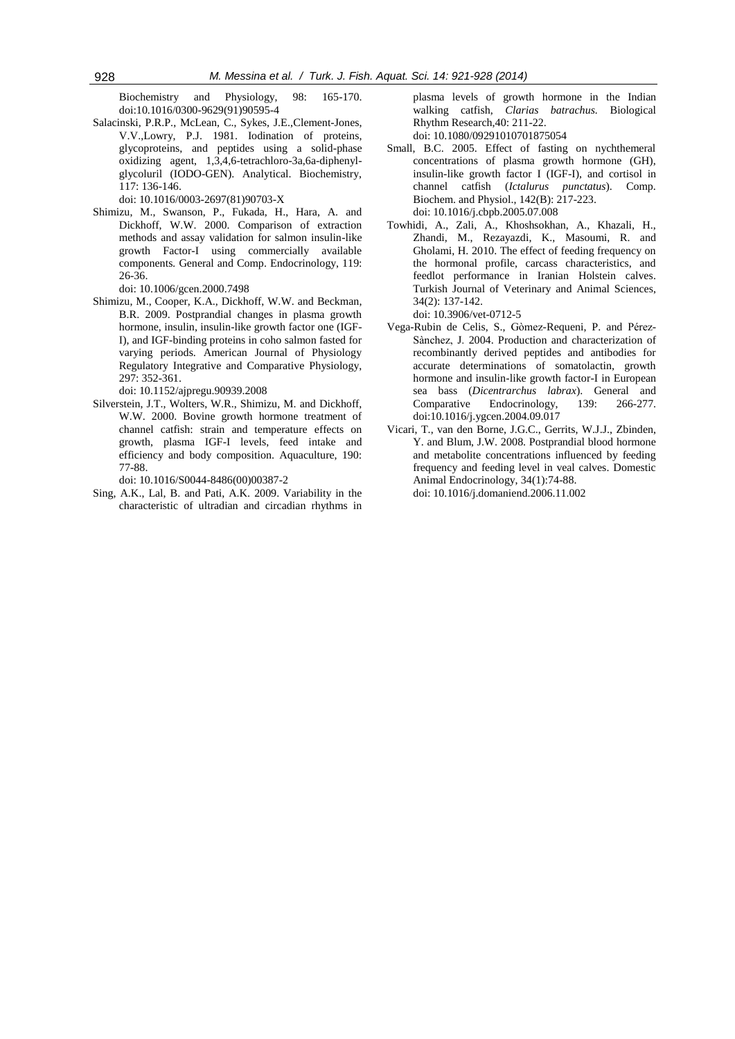Biochemistry and Physiology, 98: 165-170. doi:10.1016/0300-9629(91)90595-4

Salacinski, P.R.P., McLean, C., Sykes, J.E.,Clement-Jones, V.V.,Lowry, P.J. 1981. Iodination of proteins, glycoproteins, and peptides using a solid-phase oxidizing agent, 1,3,4,6-tetrachloro-3a,6a-diphenyl-glycoluril (IODO-GEN). Analytical. Biochemistry, 117: 136-146.
doi: 10.1016/0003-2697(81)90703-X

Shimizu, M., Swanson, P., Fukada, H., Hara, A. and Dickhoff, W.W. 2000. Comparison of extraction methods and assay validation for salmon insulin-like growth Factor-I using commercially available components. General and Comp. Endocrinology, 119: 26-36.
doi: 10.1006/gcen.2000.7498

Shimizu, M., Cooper, K.A., Dickhoff, W.W. and Beckman, B.R. 2009. Postprandial changes in plasma growth hormone, insulin, insulin-like growth factor one (IGF-I), and IGF-binding proteins in coho salmon fasted for varying periods. American Journal of Physiology Regulatory Integrative and Comparative Physiology, 297: 352-361.
doi: 10.1152/ajpregu.90939.2008

Silverstein, J.T., Wolters, W.R., Shimizu, M. and Dickhoff, W.W. 2000. Bovine growth hormone treatment of channel catfish: strain and temperature effects on growth, plasma IGF-I levels, feed intake and efficiency and body composition. Aquaculture, 190: 77-88.
doi: 10.1016/S0044-8486(00)00387-2

Sing, A.K., Lal, B. and Pati, A.K. 2009. Variability in the characteristic of ultradian and circadian rhythms in plasma levels of growth hormone in the Indian walking catfish, *Clarias batrachus.* Biological Rhythm Research,40: 211-22.
doi: 10.1080/09291010701875054

Small, B.C. 2005. Effect of fasting on nychthemeral concentrations of plasma growth hormone (GH), insulin-like growth factor I (IGF-I), and cortisol in channel catfish (*Ictalurus punctatus*). Comp. Biochem. and Physiol., 142(B): 217-223.
doi: 10.1016/j.cbpb.2005.07.008

Towhidi, A., Zali, A., Khoshsokhan, A., Khazali, H., Zhandi, M., Rezayazdi, K., Masoumi, R. and Gholami, H. 2010. The effect of feeding frequency on the hormonal profile, carcass characteristics, and feedlot performance in Iranian Holstein calves. Turkish Journal of Veterinary and Animal Sciences, 34(2): 137-142.
doi: 10.3906/vet-0712-5

Vega-Rubin de Celis, S., Gòmez-Requeni, P. and Pérez-Sànchez, J. 2004. Production and characterization of recombinantly derived peptides and antibodies for accurate determinations of somatolactin, growth hormone and insulin-like growth factor-I in European sea bass (*Dicentrarchus labrax*). General and Comparative Endocrinology, 139: 266-277. doi:10.1016/j.ygcen.2004.09.017

Vicari, T., van den Borne, J.G.C., Gerrits, W.J.J., Zbinden, Y. and Blum, J.W. 2008. Postprandial blood hormone and metabolite concentrations influenced by feeding frequency and feeding level in veal calves. Domestic Animal Endocrinology, 34(1):74-88.
doi: 10.1016/j.domaniend.2006.11.002